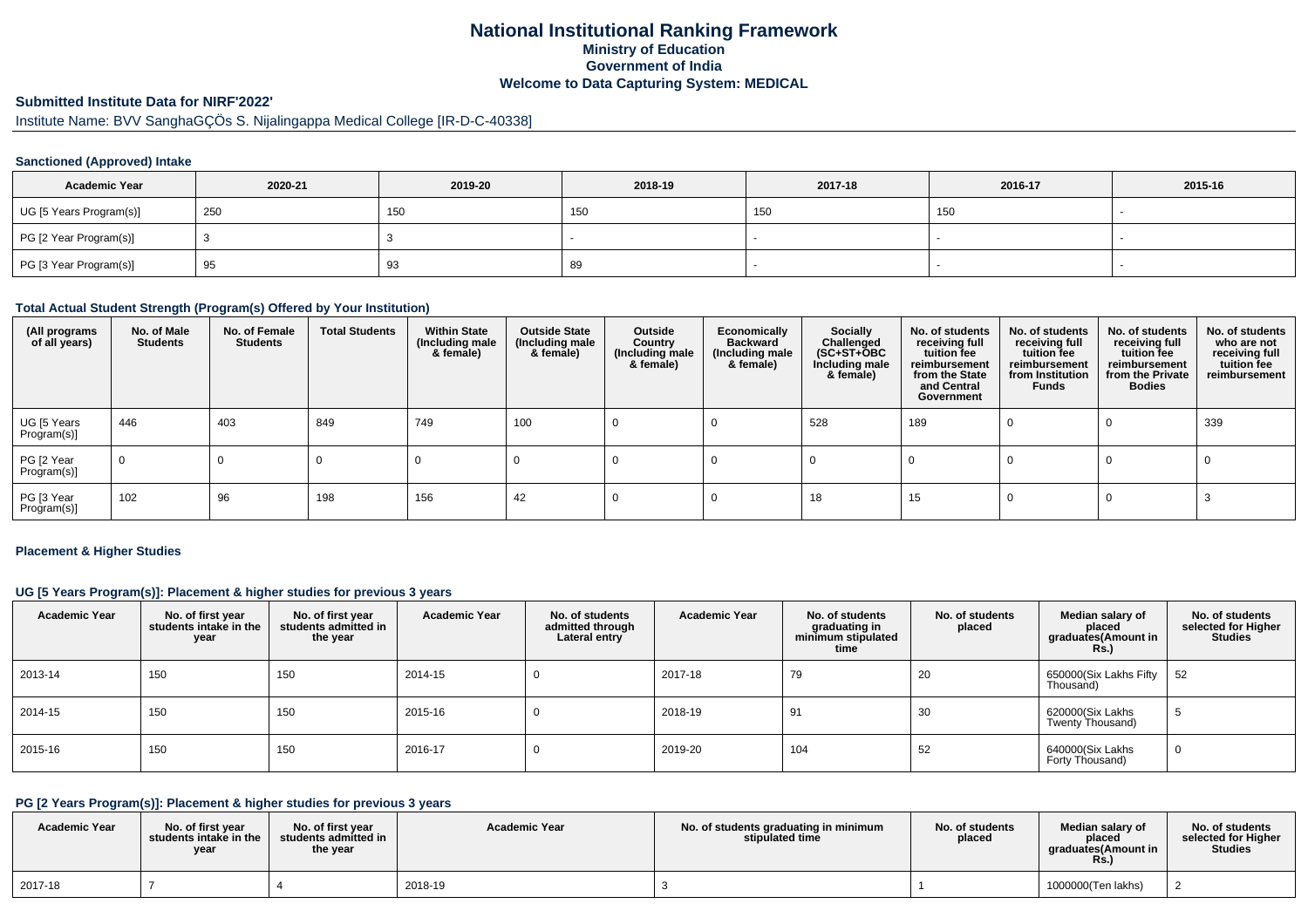# National Institutional Ranking Framework
## Ministry of Education
## Government of India
## Welcome to Data Capturing System: MEDICAL

### Submitted Institute Data for NIRF'2022'

Institute Name: BVV SanghaGÇÖs S. Nijalingappa Medical College [IR-D-C-40338]

### Sanctioned (Approved) Intake

| Academic Year | 2020-21 | 2019-20 | 2018-19 | 2017-18 | 2016-17 | 2015-16 |
|---|---|---|---|---|---|---|
| UG [5 Years Program(s)] | 250 | 150 | 150 | 150 | 150 | - |
| PG [2 Year Program(s)] | 3 | 3 | - | - | - | - |
| PG [3 Year Program(s)] | 95 | 93 | 89 | - | - | - |

### Total Actual Student Strength (Program(s) Offered by Your Institution)

| (All programs of all years) | No. of Male Students | No. of Female Students | Total Students | Within State (Including male & female) | Outside State (Including male & female) | Outside Country (Including male & female) | Economically Backward (Including male & female) | Socially Challenged (SC+ST+OBC Including male & female) | No. of students receiving full tuition fee reimbursement from the State and Central Government | No. of students receiving full tuition fee reimbursement from Institution Funds | No. of students receiving full tuition fee reimbursement from the Private Bodies | No. of students who are not receiving full tuition fee reimbursement |
|---|---|---|---|---|---|---|---|---|---|---|---|---|
| UG [5 Years Program(s)] | 446 | 403 | 849 | 749 | 100 | 0 | 0 | 528 | 189 | 0 | 0 | 339 |
| PG [2 Year Program(s)] | 0 | 0 | 0 | 0 | 0 | 0 | 0 | 0 | 0 | 0 | 0 | 0 |
| PG [3 Year Program(s)] | 102 | 96 | 198 | 156 | 42 | 0 | 0 | 18 | 15 | 0 | 0 | 3 |

### Placement & Higher Studies

### UG [5 Years Program(s)]: Placement & higher studies for previous 3 years

| Academic Year | No. of first year students intake in the year | No. of first year students admitted in the year | Academic Year | No. of students admitted through Lateral entry | Academic Year | No. of students graduating in minimum stipulated time | No. of students placed | Median salary of placed graduates(Amount in Rs.) | No. of students selected for Higher Studies |
|---|---|---|---|---|---|---|---|---|---|
| 2013-14 | 150 | 150 | 2014-15 | 0 | 2017-18 | 79 | 20 | 650000(Six Lakhs Fifty Thousand) | 52 |
| 2014-15 | 150 | 150 | 2015-16 | 0 | 2018-19 | 91 | 30 | 620000(Six Lakhs Twenty Thousand) | 5 |
| 2015-16 | 150 | 150 | 2016-17 | 0 | 2019-20 | 104 | 52 | 640000(Six Lakhs Forty Thousand) | 0 |

### PG [2 Years Program(s)]: Placement & higher studies for previous 3 years

| Academic Year | No. of first year students intake in the year | No. of first year students admitted in the year | Academic Year | No. of students graduating in minimum stipulated time | No. of students placed | Median salary of placed graduates(Amount in Rs.) | No. of students selected for Higher Studies |
|---|---|---|---|---|---|---|---|
| 2017-18 | 7 | 4 | 2018-19 | 3 | 1 | 1000000(Ten lakhs) | 2 |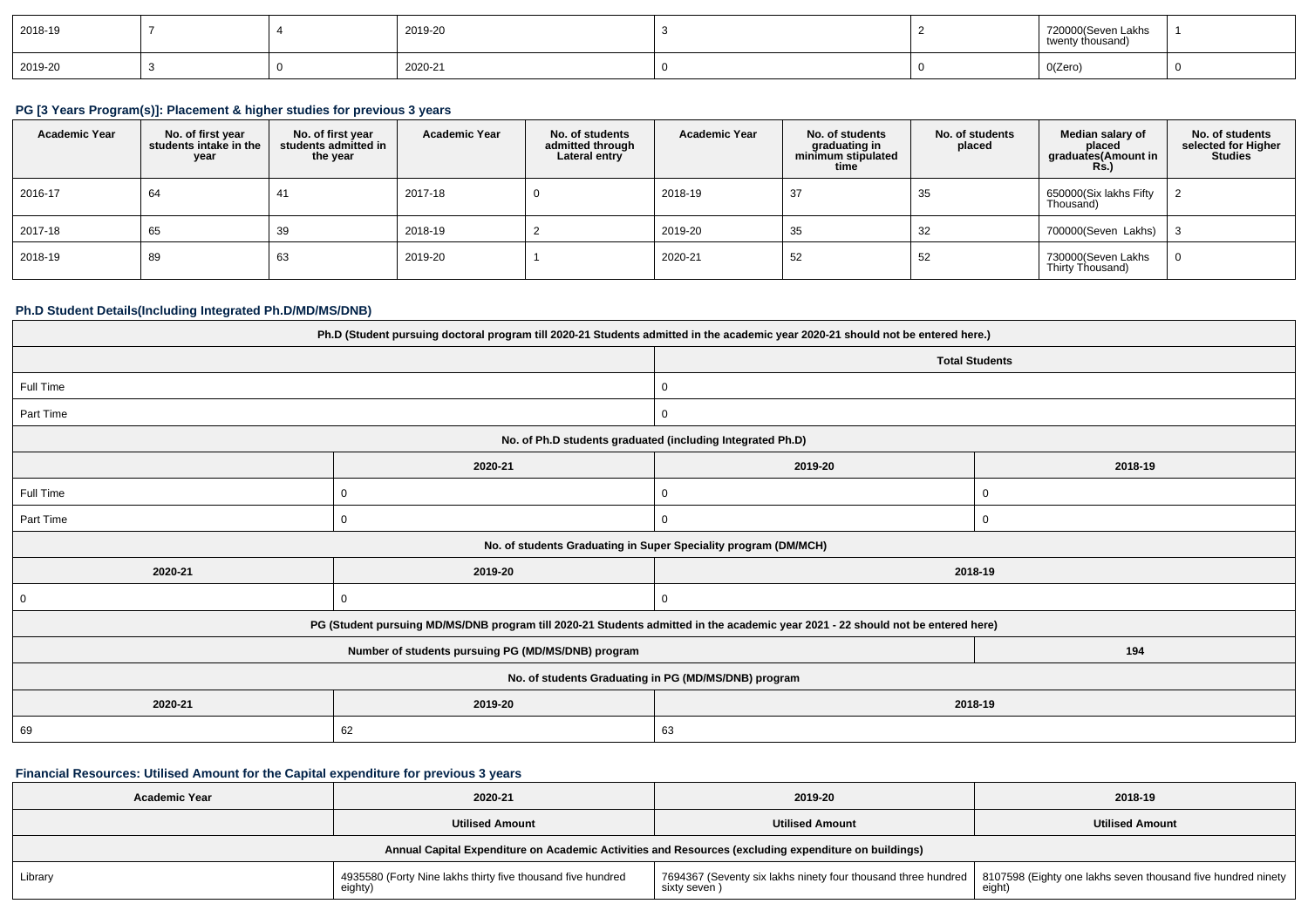| 2018-19 | 7 | 4 | 2019-20 | 3 | 2 | 720000(Seven Lakhs twenty thousand) | 1 |
|---|---|---|---|---|---|---|---|
| 2019-20 | 3 | 0 | 2020-21 | 0 | 0 | 0(Zero) | 0 |

## PG [3 Years Program(s)]: Placement & higher studies for previous 3 years

| Academic Year | No. of first year students intake in the year | No. of first year students admitted in the year | Academic Year | No. of students admitted through Lateral entry | Academic Year | No. of students graduating in minimum stipulated time | No. of students placed | Median salary of placed graduates(Amount in Rs.) | No. of students selected for Higher Studies |
|---|---|---|---|---|---|---|---|---|---|
| 2016-17 | 64 | 41 | 2017-18 | 0 | 2018-19 | 37 | 35 | 650000(Six lakhs Fifty Thousand) | 2 |
| 2017-18 | 65 | 39 | 2018-19 | 2 | 2019-20 | 35 | 32 | 700000(Seven Lakhs) | 3 |
| 2018-19 | 89 | 63 | 2019-20 | 1 | 2020-21 | 52 | 52 | 730000(Seven Lakhs Thirty Thousand) | 0 |

## Ph.D Student Details(Including Integrated Ph.D/MD/MS/DNB)

| Ph.D (Student pursuing doctoral program till 2020-21 Students admitted in the academic year 2020-21 should not be entered here.) | | |
|---|---|---|
| | Total Students | |
| Full Time | 0 | |
| Part Time | 0 | |
| **No. of Ph.D students graduated (including Integrated Ph.D)** | | |
| | 2020-21 | 2019-20 | 2018-19 |
| Full Time | 0 | 0 | 0 |
| Part Time | 0 | 0 | 0 |

| No. of students Graduating in Super Speciality program (DM/MCH) | | |
|---|---|---|
| 2020-21 | 2019-20 | 2018-19 |
| 0 | 0 | 0 |

| PG (Student pursuing MD/MS/DNB program till 2020-21 Students admitted in the academic year 2021 - 22 should not be entered here) | |
|---|---|
| Number of students pursuing PG (MD/MS/DNB) program | 194 |

| No. of students Graduating in PG (MD/MS/DNB) program | | |
|---|---|---|
| 2020-21 | 2019-20 | 2018-19 |
| 69 | 62 | 63 |

## Financial Resources: Utilised Amount for the Capital expenditure for previous 3 years

| Academic Year | 2020-21 | 2019-20 | 2018-19 |
|---|---|---|---|
| | Utilised Amount | Utilised Amount | Utilised Amount |
| **Annual Capital Expenditure on Academic Activities and Resources (excluding expenditure on buildings)** | | | |
| Library | 4935580 (Forty Nine lakhs thirty five thousand five hundred eighty) | 7694367 (Seventy six lakhs ninety four thousand three hundred sixty seven ) | 8107598 (Eighty one lakhs seven thousand five hundred ninety eight) |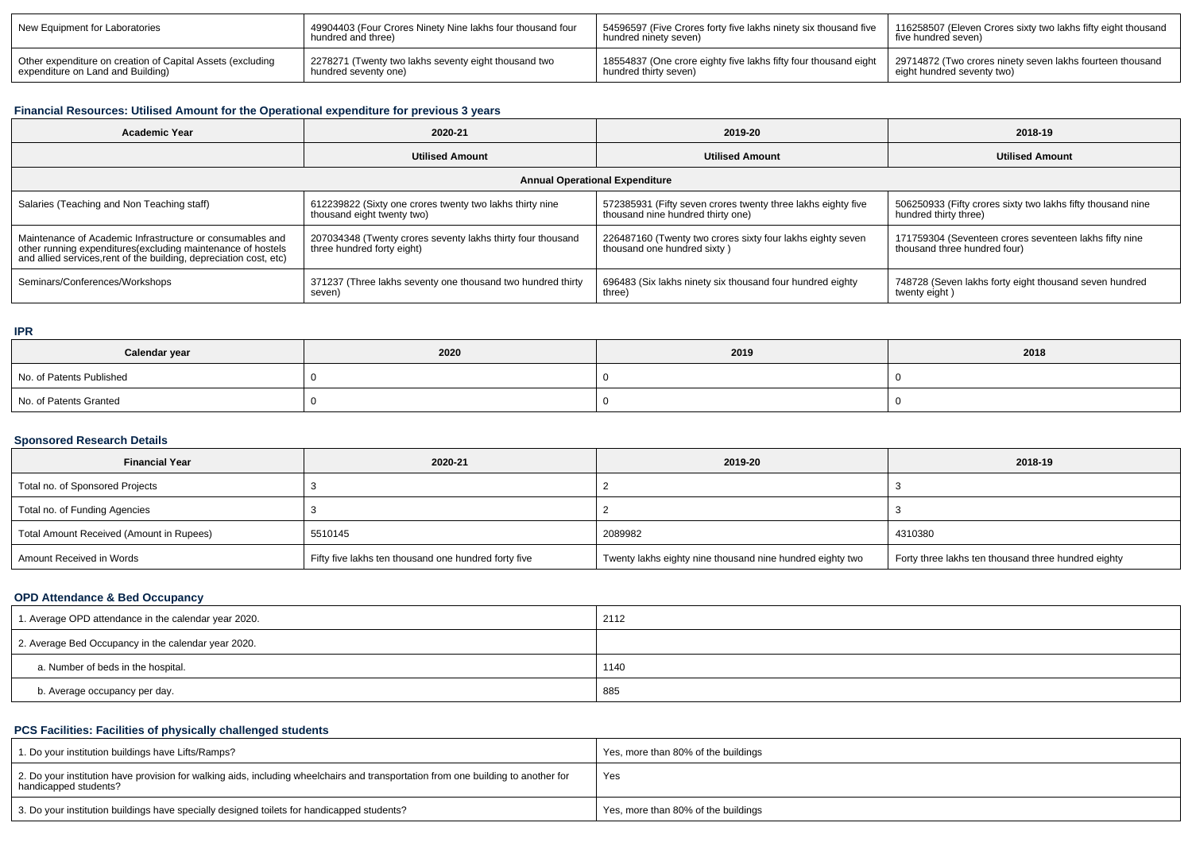| New Equipment for Laboratories | 49904403 (Four Crores Ninety Nine lakhs four thousand four hundred and three) | 54596597 (Five Crores forty five lakhs ninety six thousand five hundred ninety seven) | 116258507 (Eleven Crores sixty two lakhs fifty eight thousand five hundred seven) |
|---|---|---|---|
| Other expenditure on creation of Capital Assets (excluding expenditure on Land and Building) | 2278271 (Twenty two lakhs seventy eight thousand two hundred seventy one) | 18554837 (One crore eighty five lakhs fifty four thousand eight hundred thirty seven) | 29714872 (Two crores ninety seven lakhs fourteen thousand eight hundred seventy two) |

### Financial Resources: Utilised Amount for the Operational expenditure for previous 3 years

| Academic Year | 2020-21 | 2019-20 | 2018-19 |
|---|---|---|---|
| | **Utilised Amount** | **Utilised Amount** | **Utilised Amount** |
| **Annual Operational Expenditure** | | | |
| Salaries (Teaching and Non Teaching staff) | 612239822 (Sixty one crores twenty two lakhs thirty nine thousand eight twenty two) | 572385931 (Fifty seven crores twenty three lakhs eighty five thousand nine hundred thirty one) | 506250933 (Fifty crores sixty two lakhs fifty thousand nine hundred thirty three) |
| Maintenance of Academic Infrastructure or consumables and other running expenditures(excluding maintenance of hostels and allied services,rent of the building, depreciation cost, etc) | 207034348 (Twenty crores seventy lakhs thirty four thousand three hundred forty eight) | 226487160 (Twenty two crores sixty four lakhs eighty seven thousand one hundred sixty ) | 171759304 (Seventeen crores seventeen lakhs fifty nine thousand three hundred four) |
| Seminars/Conferences/Workshops | 371237 (Three lakhs seventy one thousand two hundred thirty seven) | 696483 (Six lakhs ninety six thousand four hundred eighty three) | 748728 (Seven lakhs forty eight thousand seven hundred twenty eight ) |

### IPR

| Calendar year | 2020 | 2019 | 2018 |
|---|---|---|---|
| No. of Patents Published | 0 | 0 | 0 |
| No. of Patents Granted | 0 | 0 | 0 |

### Sponsored Research Details

| Financial Year | 2020-21 | 2019-20 | 2018-19 |
|---|---|---|---|
| Total no. of Sponsored Projects | 3 | 2 | 3 |
| Total no. of Funding Agencies | 3 | 2 | 3 |
| Total Amount Received (Amount in Rupees) | 5510145 | 2089982 | 4310380 |
| Amount Received in Words | Fifty five lakhs ten thousand one hundred forty five | Twenty lakhs eighty nine thousand nine hundred eighty two | Forty three lakhs ten thousand three hundred eighty |

### OPD Attendance & Bed Occupancy

| | |
|---|---|
| 1. Average OPD attendance in the calendar year 2020. | 2112 |
| 2. Average Bed Occupancy in the calendar year 2020. | |
| a. Number of beds in the hospital. | 1140 |
| b. Average occupancy per day. | 885 |

### PCS Facilities: Facilities of physically challenged students

| | |
|---|---|
| 1. Do your institution buildings have Lifts/Ramps? | Yes, more than 80% of the buildings |
| 2. Do your institution have provision for walking aids, including wheelchairs and transportation from one building to another for handicapped students? | Yes |
| 3. Do your institution buildings have specially designed toilets for handicapped students? | Yes, more than 80% of the buildings |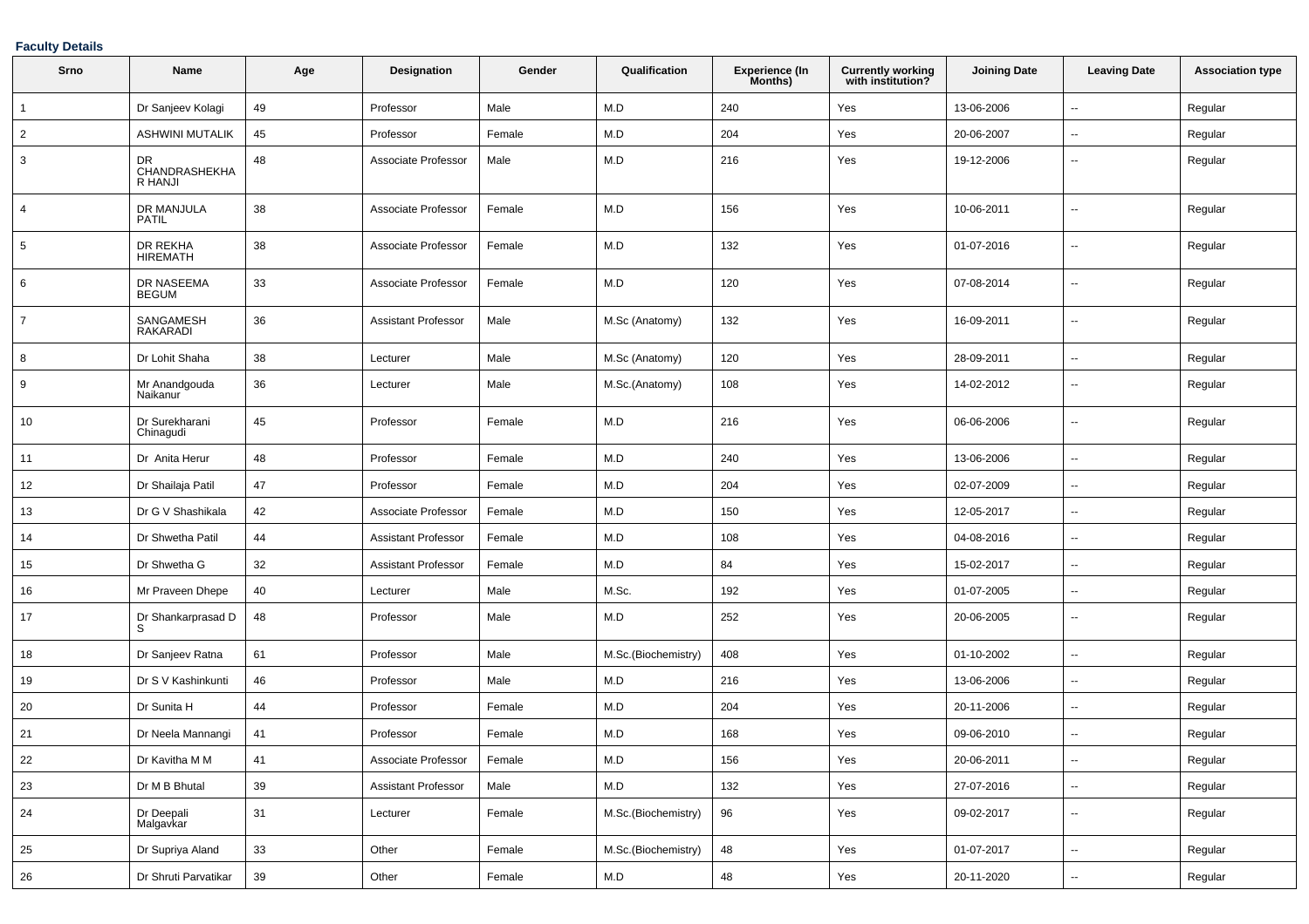**Faculty Details**

| Srno | Name | Age | Designation | Gender | Qualification | Experience (In Months) | Currently working with institution? | Joining Date | Leaving Date | Association type |
|---|---|---|---|---|---|---|---|---|---|---|
| 1 | Dr Sanjeev Kolagi | 49 | Professor | Male | M.D | 240 | Yes | 13-06-2006 | -- | Regular |
| 2 | ASHWINI MUTALIK | 45 | Professor | Female | M.D | 204 | Yes | 20-06-2007 | -- | Regular |
| 3 | DR CHANDRASHEKHAR HANJI | 48 | Associate Professor | Male | M.D | 216 | Yes | 19-12-2006 | -- | Regular |
| 4 | DR MANJULA PATIL | 38 | Associate Professor | Female | M.D | 156 | Yes | 10-06-2011 | -- | Regular |
| 5 | DR REKHA HIREMATH | 38 | Associate Professor | Female | M.D | 132 | Yes | 01-07-2016 | -- | Regular |
| 6 | DR NASEEMA BEGUM | 33 | Associate Professor | Female | M.D | 120 | Yes | 07-08-2014 | -- | Regular |
| 7 | SANGAMESH RAKARADI | 36 | Assistant Professor | Male | M.Sc (Anatomy) | 132 | Yes | 16-09-2011 | -- | Regular |
| 8 | Dr Lohit Shaha | 38 | Lecturer | Male | M.Sc (Anatomy) | 120 | Yes | 28-09-2011 | -- | Regular |
| 9 | Mr Anandgouda Naikanur | 36 | Lecturer | Male | M.Sc.(Anatomy) | 108 | Yes | 14-02-2012 | -- | Regular |
| 10 | Dr Surekharani Chinagudi | 45 | Professor | Female | M.D | 216 | Yes | 06-06-2006 | -- | Regular |
| 11 | Dr Anita Herur | 48 | Professor | Female | M.D | 240 | Yes | 13-06-2006 | -- | Regular |
| 12 | Dr Shailaja Patil | 47 | Professor | Female | M.D | 204 | Yes | 02-07-2009 | -- | Regular |
| 13 | Dr G V Shashikala | 42 | Associate Professor | Female | M.D | 150 | Yes | 12-05-2017 | -- | Regular |
| 14 | Dr Shwetha Patil | 44 | Assistant Professor | Female | M.D | 108 | Yes | 04-08-2016 | -- | Regular |
| 15 | Dr Shwetha G | 32 | Assistant Professor | Female | M.D | 84 | Yes | 15-02-2017 | -- | Regular |
| 16 | Mr Praveen Dhepe | 40 | Lecturer | Male | M.Sc. | 192 | Yes | 01-07-2005 | -- | Regular |
| 17 | Dr Shankarprasad D S | 48 | Professor | Male | M.D | 252 | Yes | 20-06-2005 | -- | Regular |
| 18 | Dr Sanjeev Ratna | 61 | Professor | Male | M.Sc.(Biochemistry) | 408 | Yes | 01-10-2002 | -- | Regular |
| 19 | Dr S V Kashinkunti | 46 | Professor | Male | M.D | 216 | Yes | 13-06-2006 | -- | Regular |
| 20 | Dr Sunita H | 44 | Professor | Female | M.D | 204 | Yes | 20-11-2006 | -- | Regular |
| 21 | Dr Neela Mannangi | 41 | Professor | Female | M.D | 168 | Yes | 09-06-2010 | -- | Regular |
| 22 | Dr Kavitha M M | 41 | Associate Professor | Female | M.D | 156 | Yes | 20-06-2011 | -- | Regular |
| 23 | Dr M B Bhutal | 39 | Assistant Professor | Male | M.D | 132 | Yes | 27-07-2016 | -- | Regular |
| 24 | Dr Deepali Malgavkar | 31 | Lecturer | Female | M.Sc.(Biochemistry) | 96 | Yes | 09-02-2017 | -- | Regular |
| 25 | Dr Supriya Aland | 33 | Other | Female | M.Sc.(Biochemistry) | 48 | Yes | 01-07-2017 | -- | Regular |
| 26 | Dr Shruti Parvatikar | 39 | Other | Female | M.D | 48 | Yes | 20-11-2020 | -- | Regular |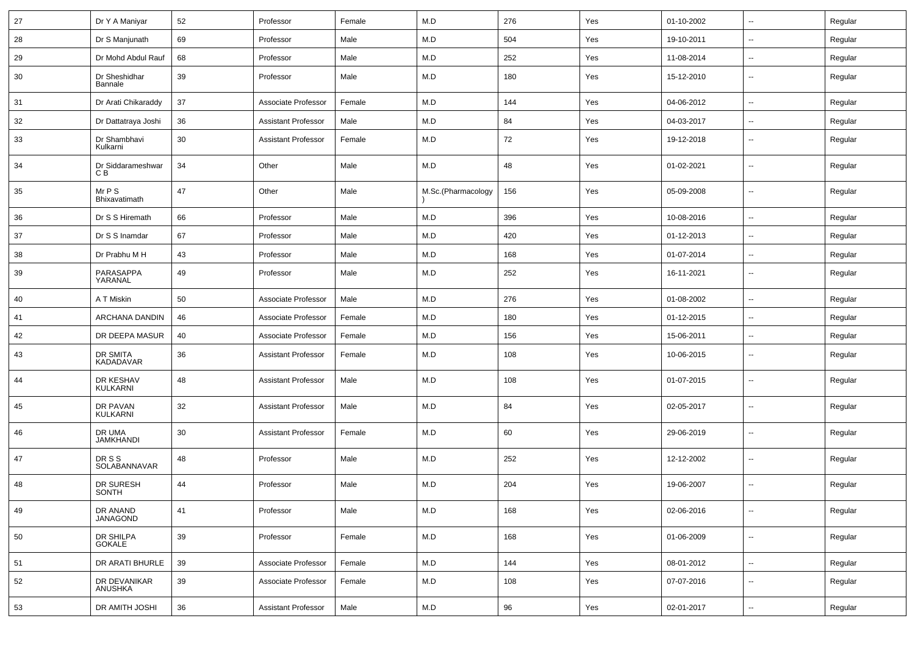| 27 | Dr Y A Maniyar | 52 | Professor | Female | M.D | 276 | Yes | 01-10-2002 | -- | Regular |
|---|---|---|---|---|---|---|---|---|---|---|
| 28 | Dr S Manjunath | 69 | Professor | Male | M.D | 504 | Yes | 19-10-2011 | -- | Regular |
| 29 | Dr Mohd Abdul Rauf | 68 | Professor | Male | M.D | 252 | Yes | 11-08-2014 | -- | Regular |
| 30 | Dr Sheshidhar Bannale | 39 | Professor | Male | M.D | 180 | Yes | 15-12-2010 | -- | Regular |
| 31 | Dr Arati Chikaraddy | 37 | Associate Professor | Female | M.D | 144 | Yes | 04-06-2012 | -- | Regular |
| 32 | Dr Dattatraya Joshi | 36 | Assistant Professor | Male | M.D | 84 | Yes | 04-03-2017 | -- | Regular |
| 33 | Dr Shambhavi Kulkarni | 30 | Assistant Professor | Female | M.D | 72 | Yes | 19-12-2018 | -- | Regular |
| 34 | Dr Siddarameshwar C B | 34 | Other | Male | M.D | 48 | Yes | 01-02-2021 | -- | Regular |
| 35 | Mr P S Bhixavatimath | 47 | Other | Male | M.Sc.(Pharmacology) | 156 | Yes | 05-09-2008 | -- | Regular |
| 36 | Dr S S Hiremath | 66 | Professor | Male | M.D | 396 | Yes | 10-08-2016 | -- | Regular |
| 37 | Dr S S Inamdar | 67 | Professor | Male | M.D | 420 | Yes | 01-12-2013 | -- | Regular |
| 38 | Dr Prabhu M H | 43 | Professor | Male | M.D | 168 | Yes | 01-07-2014 | -- | Regular |
| 39 | PARASAPPA YARANAL | 49 | Professor | Male | M.D | 252 | Yes | 16-11-2021 | -- | Regular |
| 40 | A T Miskin | 50 | Associate Professor | Male | M.D | 276 | Yes | 01-08-2002 | -- | Regular |
| 41 | ARCHANA DANDIN | 46 | Associate Professor | Female | M.D | 180 | Yes | 01-12-2015 | -- | Regular |
| 42 | DR DEEPA MASUR | 40 | Associate Professor | Female | M.D | 156 | Yes | 15-06-2011 | -- | Regular |
| 43 | DR SMITA KADADAVAR | 36 | Assistant Professor | Female | M.D | 108 | Yes | 10-06-2015 | -- | Regular |
| 44 | DR KESHAV KULKARNI | 48 | Assistant Professor | Male | M.D | 108 | Yes | 01-07-2015 | -- | Regular |
| 45 | DR PAVAN KULKARNI | 32 | Assistant Professor | Male | M.D | 84 | Yes | 02-05-2017 | -- | Regular |
| 46 | DR UMA JAMKHANDI | 30 | Assistant Professor | Female | M.D | 60 | Yes | 29-06-2019 | -- | Regular |
| 47 | DR S S SOLABANNAVAR | 48 | Professor | Male | M.D | 252 | Yes | 12-12-2002 | -- | Regular |
| 48 | DR SURESH SONTH | 44 | Professor | Male | M.D | 204 | Yes | 19-06-2007 | -- | Regular |
| 49 | DR ANAND JANAGOND | 41 | Professor | Male | M.D | 168 | Yes | 02-06-2016 | -- | Regular |
| 50 | DR SHILPA GOKALE | 39 | Professor | Female | M.D | 168 | Yes | 01-06-2009 | -- | Regular |
| 51 | DR ARATI BHURLE | 39 | Associate Professor | Female | M.D | 144 | Yes | 08-01-2012 | -- | Regular |
| 52 | DR DEVANIKAR ANUSHKA | 39 | Associate Professor | Female | M.D | 108 | Yes | 07-07-2016 | -- | Regular |
| 53 | DR AMITH JOSHI | 36 | Assistant Professor | Male | M.D | 96 | Yes | 02-01-2017 | -- | Regular |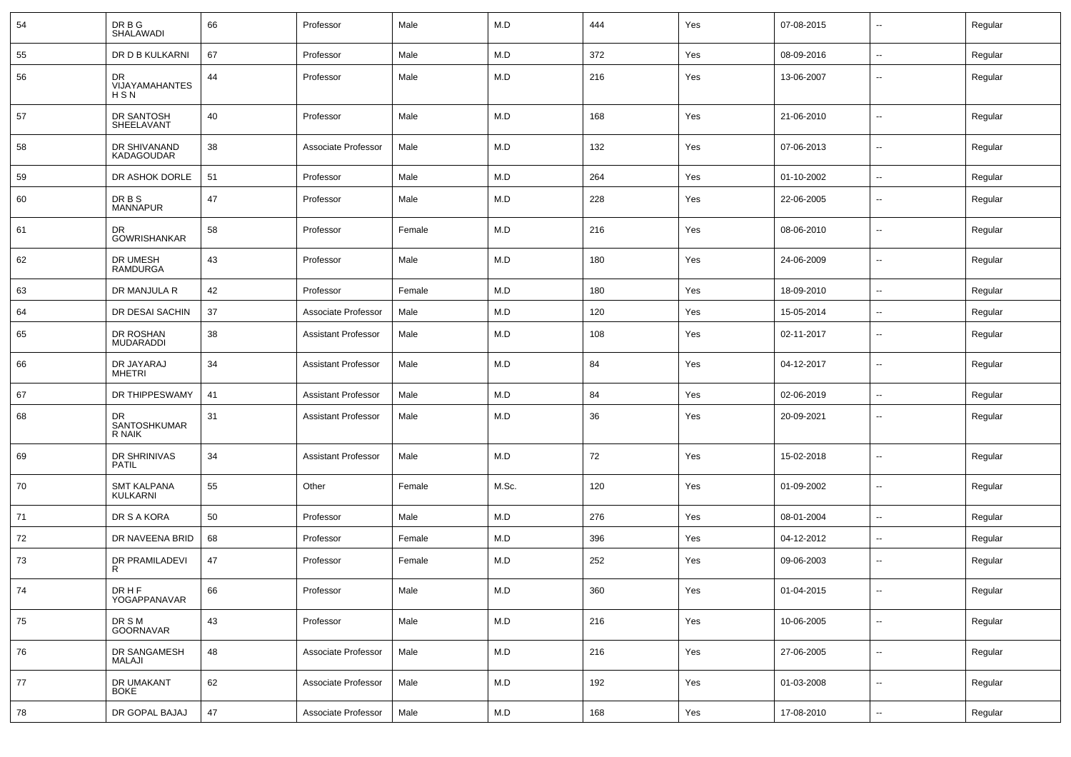| 54 | DR B G SHALAWADI | 66 | Professor | Male | M.D | 444 | Yes | 07-08-2015 | -- | Regular |
|---|---|---|---|---|---|---|---|---|---|---|
| 55 | DR D B KULKARNI | 67 | Professor | Male | M.D | 372 | Yes | 08-09-2016 | -- | Regular |
| 56 | DR VIJAYAMAHANTES H S N | 44 | Professor | Male | M.D | 216 | Yes | 13-06-2007 | -- | Regular |
| 57 | DR SANTOSH SHEELAVANT | 40 | Professor | Male | M.D | 168 | Yes | 21-06-2010 | -- | Regular |
| 58 | DR SHIVANAND KADAGOUDAR | 38 | Associate Professor | Male | M.D | 132 | Yes | 07-06-2013 | -- | Regular |
| 59 | DR ASHOK DORLE | 51 | Professor | Male | M.D | 264 | Yes | 01-10-2002 | -- | Regular |
| 60 | DR B S MANNAPUR | 47 | Professor | Male | M.D | 228 | Yes | 22-06-2005 | -- | Regular |
| 61 | DR GOWRISHANKAR | 58 | Professor | Female | M.D | 216 | Yes | 08-06-2010 | -- | Regular |
| 62 | DR UMESH RAMDURGA | 43 | Professor | Male | M.D | 180 | Yes | 24-06-2009 | -- | Regular |
| 63 | DR MANJULA R | 42 | Professor | Female | M.D | 180 | Yes | 18-09-2010 | -- | Regular |
| 64 | DR DESAI SACHIN | 37 | Associate Professor | Male | M.D | 120 | Yes | 15-05-2014 | -- | Regular |
| 65 | DR ROSHAN MUDARADDI | 38 | Assistant Professor | Male | M.D | 108 | Yes | 02-11-2017 | -- | Regular |
| 66 | DR JAYARAJ MHETRI | 34 | Assistant Professor | Male | M.D | 84 | Yes | 04-12-2017 | -- | Regular |
| 67 | DR THIPPESWAMY | 41 | Assistant Professor | Male | M.D | 84 | Yes | 02-06-2019 | -- | Regular |
| 68 | DR SANTOSHKUMAR R NAIK | 31 | Assistant Professor | Male | M.D | 36 | Yes | 20-09-2021 | -- | Regular |
| 69 | DR SHRINIVAS PATIL | 34 | Assistant Professor | Male | M.D | 72 | Yes | 15-02-2018 | -- | Regular |
| 70 | SMT KALPANA KULKARNI | 55 | Other | Female | M.Sc. | 120 | Yes | 01-09-2002 | -- | Regular |
| 71 | DR S A KORA | 50 | Professor | Male | M.D | 276 | Yes | 08-01-2004 | -- | Regular |
| 72 | DR NAVEENA BRID | 68 | Professor | Female | M.D | 396 | Yes | 04-12-2012 | -- | Regular |
| 73 | DR PRAMILADEVI R | 47 | Professor | Female | M.D | 252 | Yes | 09-06-2003 | -- | Regular |
| 74 | DR H F YOGAPPANAVAR | 66 | Professor | Male | M.D | 360 | Yes | 01-04-2015 | -- | Regular |
| 75 | DR S M GOORNAVAR | 43 | Professor | Male | M.D | 216 | Yes | 10-06-2005 | -- | Regular |
| 76 | DR SANGAMESH MALAJI | 48 | Associate Professor | Male | M.D | 216 | Yes | 27-06-2005 | -- | Regular |
| 77 | DR UMAKANT BOKE | 62 | Associate Professor | Male | M.D | 192 | Yes | 01-03-2008 | -- | Regular |
| 78 | DR GOPAL BAJAJ | 47 | Associate Professor | Male | M.D | 168 | Yes | 17-08-2010 | -- | Regular |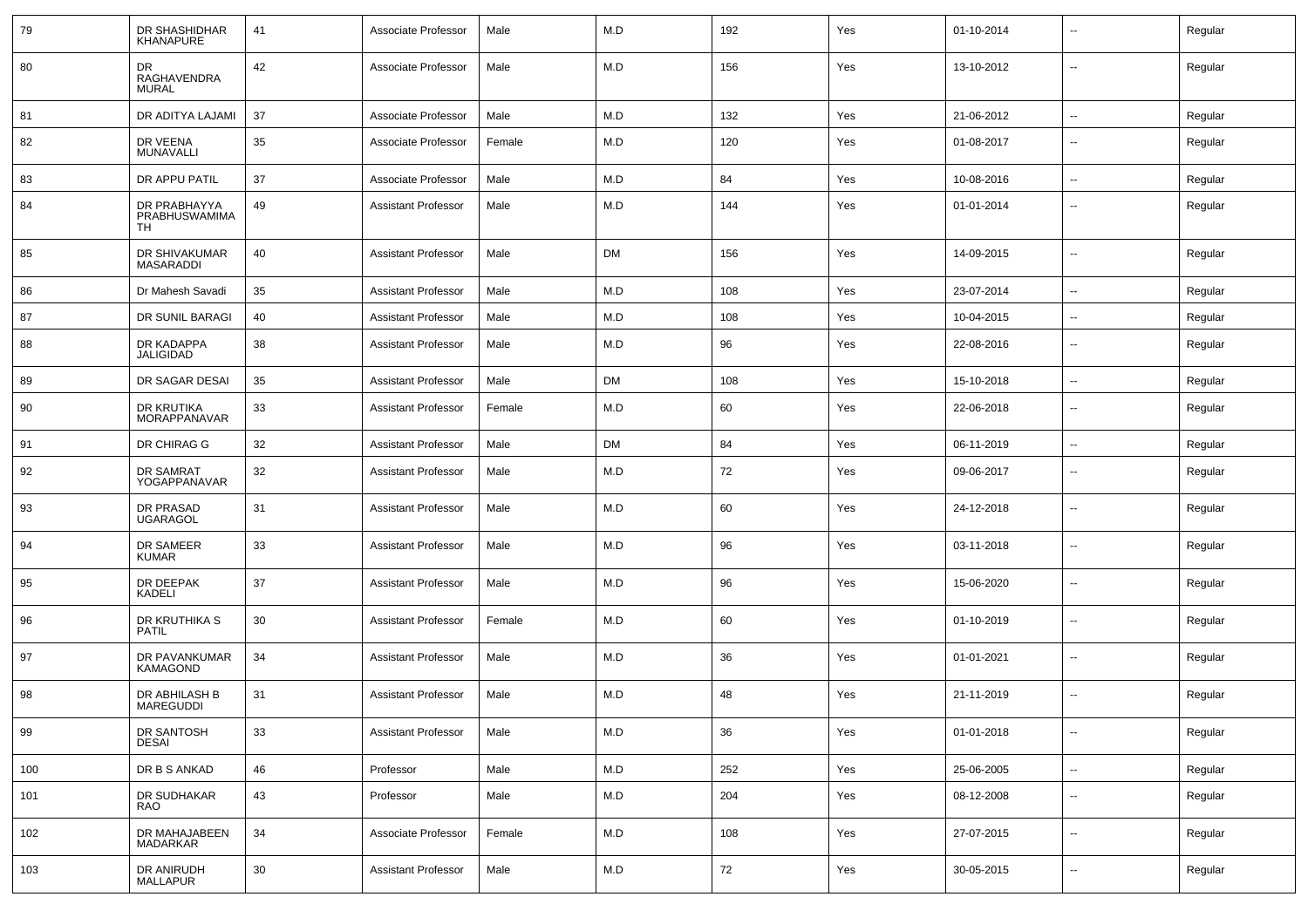| 79 | DR SHASHIDHAR KHANAPURE | 41 | Associate Professor | Male | M.D | 192 | Yes | 01-10-2014 | -- | Regular |
|---|---|---|---|---|---|---|---|---|---|---|
| 80 | DR RAGHAVENDRA MURAL | 42 | Associate Professor | Male | M.D | 156 | Yes | 13-10-2012 | -- | Regular |
| 81 | DR ADITYA LAJAMI | 37 | Associate Professor | Male | M.D | 132 | Yes | 21-06-2012 | -- | Regular |
| 82 | DR VEENA MUNAVALLI | 35 | Associate Professor | Female | M.D | 120 | Yes | 01-08-2017 | -- | Regular |
| 83 | DR APPU PATIL | 37 | Associate Professor | Male | M.D | 84 | Yes | 10-08-2016 | -- | Regular |
| 84 | DR PRABHAYYA PRABHUSWAMIMATH | 49 | Assistant Professor | Male | M.D | 144 | Yes | 01-01-2014 | -- | Regular |
| 85 | DR SHIVAKUMAR MASARADDI | 40 | Assistant Professor | Male | DM | 156 | Yes | 14-09-2015 | -- | Regular |
| 86 | Dr Mahesh Savadi | 35 | Assistant Professor | Male | M.D | 108 | Yes | 23-07-2014 | -- | Regular |
| 87 | DR SUNIL BARAGI | 40 | Assistant Professor | Male | M.D | 108 | Yes | 10-04-2015 | -- | Regular |
| 88 | DR KADAPPA JALIGIDAD | 38 | Assistant Professor | Male | M.D | 96 | Yes | 22-08-2016 | -- | Regular |
| 89 | DR SAGAR DESAI | 35 | Assistant Professor | Male | DM | 108 | Yes | 15-10-2018 | -- | Regular |
| 90 | DR KRUTIKA MORAPPANAVAR | 33 | Assistant Professor | Female | M.D | 60 | Yes | 22-06-2018 | -- | Regular |
| 91 | DR CHIRAG G | 32 | Assistant Professor | Male | DM | 84 | Yes | 06-11-2019 | -- | Regular |
| 92 | DR SAMRAT YOGAPPANAVAR | 32 | Assistant Professor | Male | M.D | 72 | Yes | 09-06-2017 | -- | Regular |
| 93 | DR PRASAD UGARAGOL | 31 | Assistant Professor | Male | M.D | 60 | Yes | 24-12-2018 | -- | Regular |
| 94 | DR SAMEER KUMAR | 33 | Assistant Professor | Male | M.D | 96 | Yes | 03-11-2018 | -- | Regular |
| 95 | DR DEEPAK KADELI | 37 | Assistant Professor | Male | M.D | 96 | Yes | 15-06-2020 | -- | Regular |
| 96 | DR KRUTHIKA S PATIL | 30 | Assistant Professor | Female | M.D | 60 | Yes | 01-10-2019 | -- | Regular |
| 97 | DR PAVANKUMAR KAMAGOND | 34 | Assistant Professor | Male | M.D | 36 | Yes | 01-01-2021 | -- | Regular |
| 98 | DR ABHILASH B MAREGUDDI | 31 | Assistant Professor | Male | M.D | 48 | Yes | 21-11-2019 | -- | Regular |
| 99 | DR SANTOSH DESAI | 33 | Assistant Professor | Male | M.D | 36 | Yes | 01-01-2018 | -- | Regular |
| 100 | DR B S ANKAD | 46 | Professor | Male | M.D | 252 | Yes | 25-06-2005 | -- | Regular |
| 101 | DR SUDHAKAR RAO | 43 | Professor | Male | M.D | 204 | Yes | 08-12-2008 | -- | Regular |
| 102 | DR MAHAJABEEN MADARKAR | 34 | Associate Professor | Female | M.D | 108 | Yes | 27-07-2015 | -- | Regular |
| 103 | DR ANIRUDH MALLAPUR | 30 | Assistant Professor | Male | M.D | 72 | Yes | 30-05-2015 | -- | Regular |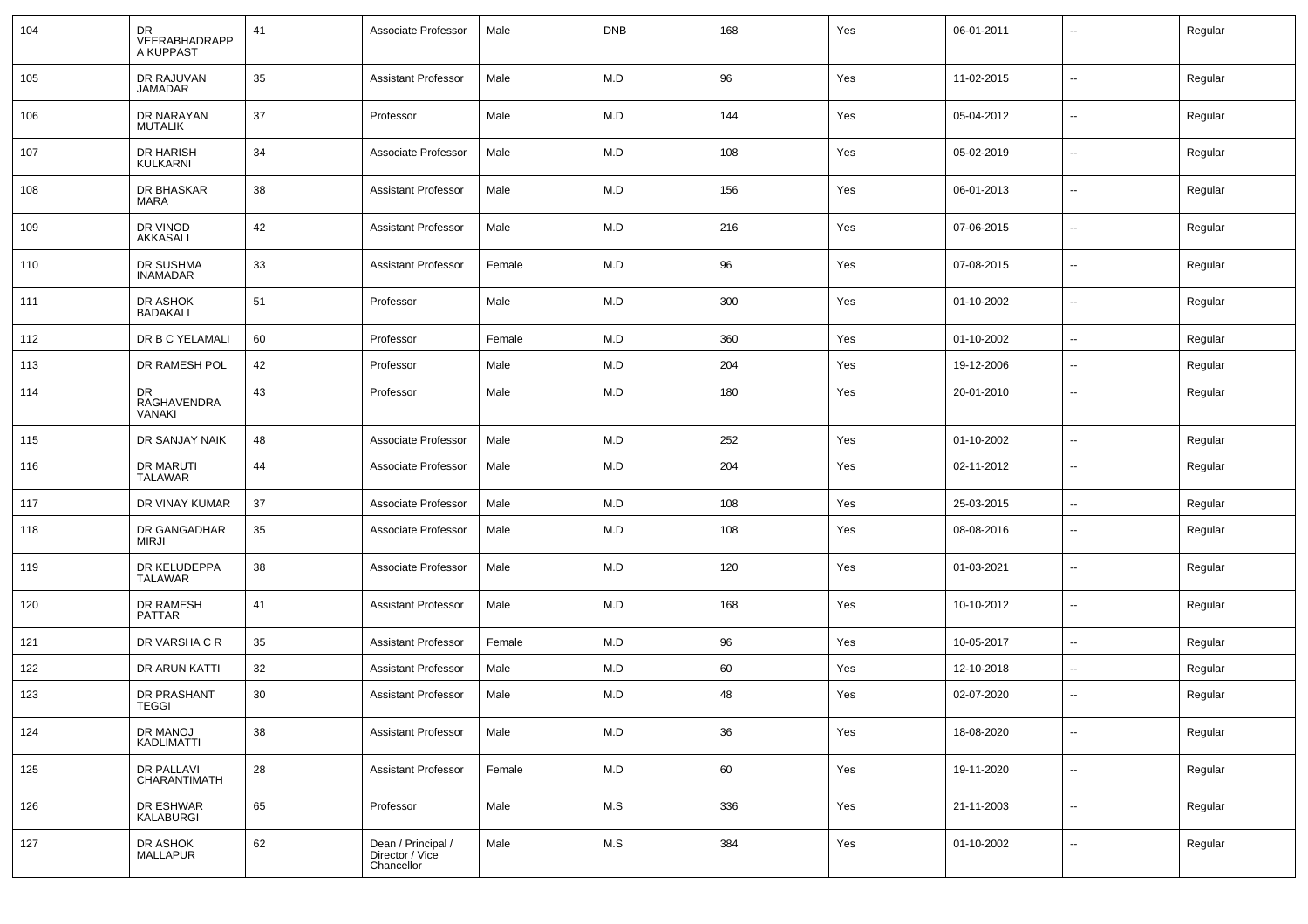| 104 | DR VEERABHADRAPPA KUPPAST | 41 | Associate Professor | Male | DNB | 168 | Yes | 06-01-2011 | -- | Regular |
|---|---|---|---|---|---|---|---|---|---|---|
| 105 | DR RAJUVAN JAMADAR | 35 | Assistant Professor | Male | M.D | 96 | Yes | 11-02-2015 | -- | Regular |
| 106 | DR NARAYAN MUTALIK | 37 | Professor | Male | M.D | 144 | Yes | 05-04-2012 | -- | Regular |
| 107 | DR HARISH KULKARNI | 34 | Associate Professor | Male | M.D | 108 | Yes | 05-02-2019 | -- | Regular |
| 108 | DR BHASKAR MARA | 38 | Assistant Professor | Male | M.D | 156 | Yes | 06-01-2013 | -- | Regular |
| 109 | DR VINOD AKKASALI | 42 | Assistant Professor | Male | M.D | 216 | Yes | 07-06-2015 | -- | Regular |
| 110 | DR SUSHMA INAMADAR | 33 | Assistant Professor | Female | M.D | 96 | Yes | 07-08-2015 | -- | Regular |
| 111 | DR ASHOK BADAKALI | 51 | Professor | Male | M.D | 300 | Yes | 01-10-2002 | -- | Regular |
| 112 | DR B C YELAMALI | 60 | Professor | Female | M.D | 360 | Yes | 01-10-2002 | -- | Regular |
| 113 | DR RAMESH POL | 42 | Professor | Male | M.D | 204 | Yes | 19-12-2006 | -- | Regular |
| 114 | DR RAGHAVENDRA VANAKI | 43 | Professor | Male | M.D | 180 | Yes | 20-01-2010 | -- | Regular |
| 115 | DR SANJAY NAIK | 48 | Associate Professor | Male | M.D | 252 | Yes | 01-10-2002 | -- | Regular |
| 116 | DR MARUTI TALAWAR | 44 | Associate Professor | Male | M.D | 204 | Yes | 02-11-2012 | -- | Regular |
| 117 | DR VINAY KUMAR | 37 | Associate Professor | Male | M.D | 108 | Yes | 25-03-2015 | -- | Regular |
| 118 | DR GANGADHAR MIRJI | 35 | Associate Professor | Male | M.D | 108 | Yes | 08-08-2016 | -- | Regular |
| 119 | DR KELUDEPPA TALAWAR | 38 | Associate Professor | Male | M.D | 120 | Yes | 01-03-2021 | -- | Regular |
| 120 | DR RAMESH PATTAR | 41 | Assistant Professor | Male | M.D | 168 | Yes | 10-10-2012 | -- | Regular |
| 121 | DR VARSHA C R | 35 | Assistant Professor | Female | M.D | 96 | Yes | 10-05-2017 | -- | Regular |
| 122 | DR ARUN KATTI | 32 | Assistant Professor | Male | M.D | 60 | Yes | 12-10-2018 | -- | Regular |
| 123 | DR PRASHANT TEGGI | 30 | Assistant Professor | Male | M.D | 48 | Yes | 02-07-2020 | -- | Regular |
| 124 | DR MANOJ KADLIMATTI | 38 | Assistant Professor | Male | M.D | 36 | Yes | 18-08-2020 | -- | Regular |
| 125 | DR PALLAVI CHARANTIMATH | 28 | Assistant Professor | Female | M.D | 60 | Yes | 19-11-2020 | -- | Regular |
| 126 | DR ESHWAR KALABURGI | 65 | Professor | Male | M.S | 336 | Yes | 21-11-2003 | -- | Regular |
| 127 | DR ASHOK MALLAPUR | 62 | Dean / Principal / Director / Vice Chancellor | Male | M.S | 384 | Yes | 01-10-2002 | -- | Regular |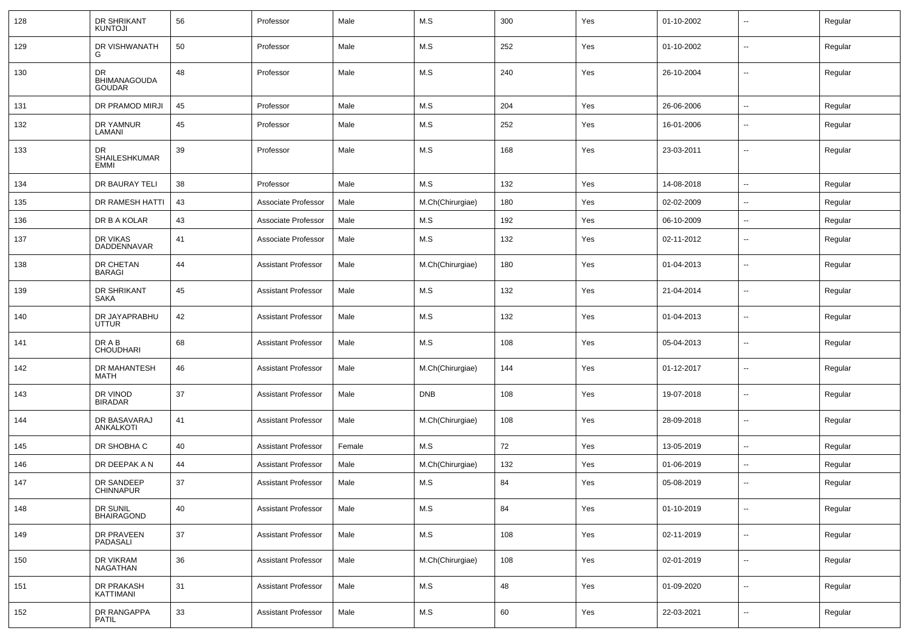| | | | | | | | | | | |
|---|---|---|---|---|---|---|---|---|---|---|
| 128 | DR SHRIKANT KUNTOJI | 56 | Professor | Male | M.S | 300 | Yes | 01-10-2002 | -- | Regular |
| 129 | DR VISHWANATH G | 50 | Professor | Male | M.S | 252 | Yes | 01-10-2002 | -- | Regular |
| 130 | DR BHIMANAGOUDA GOUDAR | 48 | Professor | Male | M.S | 240 | Yes | 26-10-2004 | -- | Regular |
| 131 | DR PRAMOD MIRJI | 45 | Professor | Male | M.S | 204 | Yes | 26-06-2006 | -- | Regular |
| 132 | DR YAMNUR LAMANI | 45 | Professor | Male | M.S | 252 | Yes | 16-01-2006 | -- | Regular |
| 133 | DR SHAILESHKUMAR EMMI | 39 | Professor | Male | M.S | 168 | Yes | 23-03-2011 | -- | Regular |
| 134 | DR BAURAY TELI | 38 | Professor | Male | M.S | 132 | Yes | 14-08-2018 | -- | Regular |
| 135 | DR RAMESH HATTI | 43 | Associate Professor | Male | M.Ch(Chirurgiae) | 180 | Yes | 02-02-2009 | -- | Regular |
| 136 | DR B A KOLAR | 43 | Associate Professor | Male | M.S | 192 | Yes | 06-10-2009 | -- | Regular |
| 137 | DR VIKAS DADDENNAVAR | 41 | Associate Professor | Male | M.S | 132 | Yes | 02-11-2012 | -- | Regular |
| 138 | DR CHETAN BARAGI | 44 | Assistant Professor | Male | M.Ch(Chirurgiae) | 180 | Yes | 01-04-2013 | -- | Regular |
| 139 | DR SHRIKANT SAKA | 45 | Assistant Professor | Male | M.S | 132 | Yes | 21-04-2014 | -- | Regular |
| 140 | DR JAYAPRABHU UTTUR | 42 | Assistant Professor | Male | M.S | 132 | Yes | 01-04-2013 | -- | Regular |
| 141 | DR A B CHOUDHARI | 68 | Assistant Professor | Male | M.S | 108 | Yes | 05-04-2013 | -- | Regular |
| 142 | DR MAHANTESH MATH | 46 | Assistant Professor | Male | M.Ch(Chirurgiae) | 144 | Yes | 01-12-2017 | -- | Regular |
| 143 | DR VINOD BIRADAR | 37 | Assistant Professor | Male | DNB | 108 | Yes | 19-07-2018 | -- | Regular |
| 144 | DR BASAVARAJ ANKALKOTI | 41 | Assistant Professor | Male | M.Ch(Chirurgiae) | 108 | Yes | 28-09-2018 | -- | Regular |
| 145 | DR SHOBHA C | 40 | Assistant Professor | Female | M.S | 72 | Yes | 13-05-2019 | -- | Regular |
| 146 | DR DEEPAK A N | 44 | Assistant Professor | Male | M.Ch(Chirurgiae) | 132 | Yes | 01-06-2019 | -- | Regular |
| 147 | DR SANDEEP CHINNAPUR | 37 | Assistant Professor | Male | M.S | 84 | Yes | 05-08-2019 | -- | Regular |
| 148 | DR SUNIL BHAIRAGOND | 40 | Assistant Professor | Male | M.S | 84 | Yes | 01-10-2019 | -- | Regular |
| 149 | DR PRAVEEN PADASALI | 37 | Assistant Professor | Male | M.S | 108 | Yes | 02-11-2019 | -- | Regular |
| 150 | DR VIKRAM NAGATHAN | 36 | Assistant Professor | Male | M.Ch(Chirurgiae) | 108 | Yes | 02-01-2019 | -- | Regular |
| 151 | DR PRAKASH KATTIMANI | 31 | Assistant Professor | Male | M.S | 48 | Yes | 01-09-2020 | -- | Regular |
| 152 | DR RANGAPPA PATIL | 33 | Assistant Professor | Male | M.S | 60 | Yes | 22-03-2021 | -- | Regular |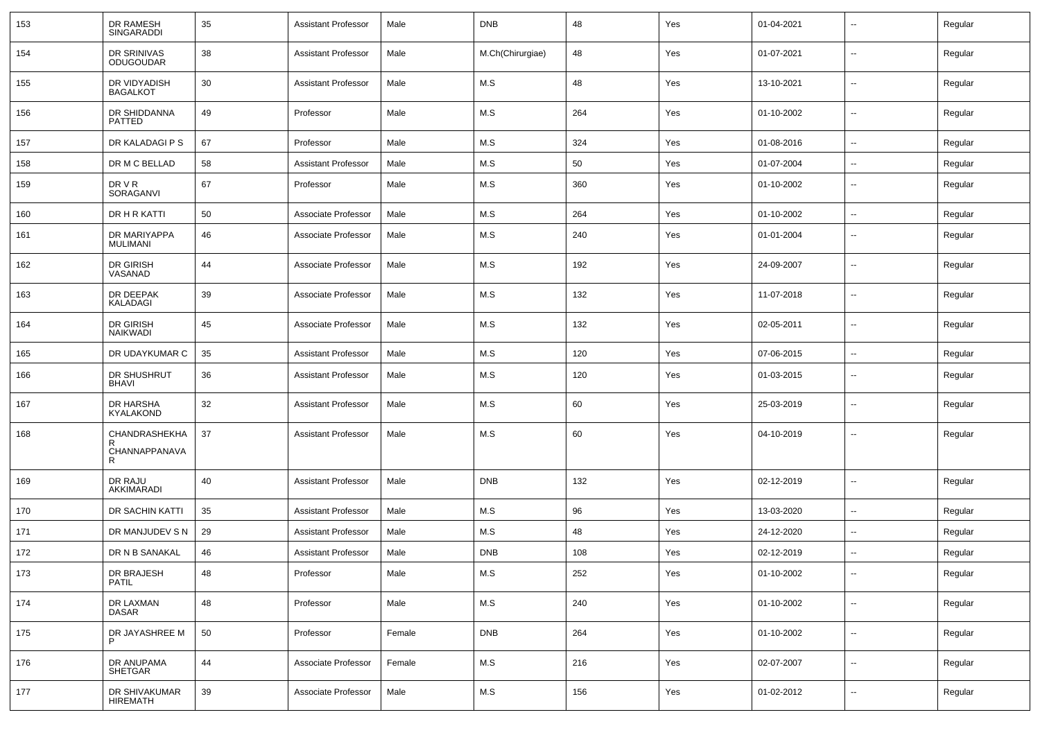| 153 | DR RAMESH SINGARADDI | 35 | Assistant Professor | Male | DNB | 48 | Yes | 01-04-2021 | -- | Regular |
|---|---|---|---|---|---|---|---|---|---|---|
| 154 | DR SRINIVAS ODUGOUDAR | 38 | Assistant Professor | Male | M.Ch(Chirurgiae) | 48 | Yes | 01-07-2021 | -- | Regular |
| 155 | DR VIDYADISH BAGALKOT | 30 | Assistant Professor | Male | M.S | 48 | Yes | 13-10-2021 | -- | Regular |
| 156 | DR SHIDDANNA PATTED | 49 | Professor | Male | M.S | 264 | Yes | 01-10-2002 | -- | Regular |
| 157 | DR KALADAGI P S | 67 | Professor | Male | M.S | 324 | Yes | 01-08-2016 | -- | Regular |
| 158 | DR M C BELLAD | 58 | Assistant Professor | Male | M.S | 50 | Yes | 01-07-2004 | -- | Regular |
| 159 | DR V R SORAGANVI | 67 | Professor | Male | M.S | 360 | Yes | 01-10-2002 | -- | Regular |
| 160 | DR H R KATTI | 50 | Associate Professor | Male | M.S | 264 | Yes | 01-10-2002 | -- | Regular |
| 161 | DR MARIYAPPA MULIMANI | 46 | Associate Professor | Male | M.S | 240 | Yes | 01-01-2004 | -- | Regular |
| 162 | DR GIRISH VASANAD | 44 | Associate Professor | Male | M.S | 192 | Yes | 24-09-2007 | -- | Regular |
| 163 | DR DEEPAK KALADAGI | 39 | Associate Professor | Male | M.S | 132 | Yes | 11-07-2018 | -- | Regular |
| 164 | DR GIRISH NAIKWADI | 45 | Associate Professor | Male | M.S | 132 | Yes | 02-05-2011 | -- | Regular |
| 165 | DR UDAYKUMAR C | 35 | Assistant Professor | Male | M.S | 120 | Yes | 07-06-2015 | -- | Regular |
| 166 | DR SHUSHRUT BHAVI | 36 | Assistant Professor | Male | M.S | 120 | Yes | 01-03-2015 | -- | Regular |
| 167 | DR HARSHA KYALAKOND | 32 | Assistant Professor | Male | M.S | 60 | Yes | 25-03-2019 | -- | Regular |
| 168 | CHANDRASHEKHAR CHANNAPPANAVAR | 37 | Assistant Professor | Male | M.S | 60 | Yes | 04-10-2019 | -- | Regular |
| 169 | DR RAJU AKKIMARADI | 40 | Assistant Professor | Male | DNB | 132 | Yes | 02-12-2019 | -- | Regular |
| 170 | DR SACHIN KATTI | 35 | Assistant Professor | Male | M.S | 96 | Yes | 13-03-2020 | -- | Regular |
| 171 | DR MANJUDEV S N | 29 | Assistant Professor | Male | M.S | 48 | Yes | 24-12-2020 | -- | Regular |
| 172 | DR N B SANAKAL | 46 | Assistant Professor | Male | DNB | 108 | Yes | 02-12-2019 | -- | Regular |
| 173 | DR BRAJESH PATIL | 48 | Professor | Male | M.S | 252 | Yes | 01-10-2002 | -- | Regular |
| 174 | DR LAXMAN DASAR | 48 | Professor | Male | M.S | 240 | Yes | 01-10-2002 | -- | Regular |
| 175 | DR JAYASHREE M P | 50 | Professor | Female | DNB | 264 | Yes | 01-10-2002 | -- | Regular |
| 176 | DR ANUPAMA SHETGAR | 44 | Associate Professor | Female | M.S | 216 | Yes | 02-07-2007 | -- | Regular |
| 177 | DR SHIVAKUMAR HIREMATH | 39 | Associate Professor | Male | M.S | 156 | Yes | 01-02-2012 | -- | Regular |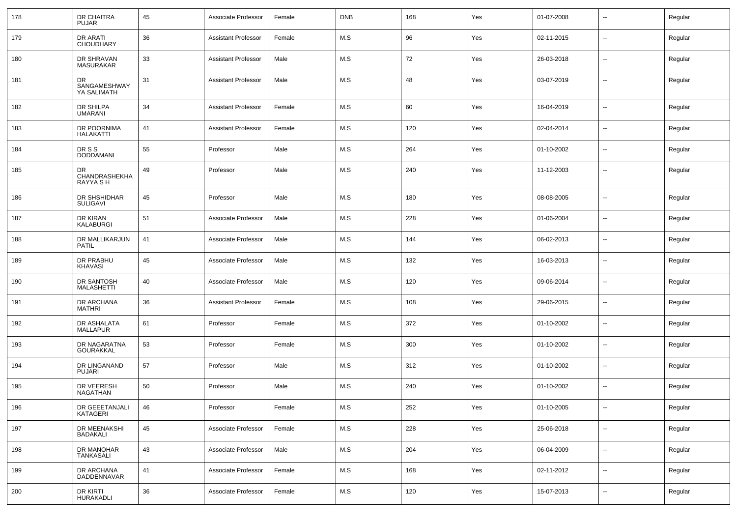| 178 | DR CHAITRA PUJAR | 45 | Associate Professor | Female | DNB | 168 | Yes | 01-07-2008 | -- | Regular |
|---|---|---|---|---|---|---|---|---|---|---|
| 179 | DR ARATI CHOUDHARY | 36 | Assistant Professor | Female | M.S | 96 | Yes | 02-11-2015 | -- | Regular |
| 180 | DR SHRAVAN MASURAKAR | 33 | Assistant Professor | Male | M.S | 72 | Yes | 26-03-2018 | -- | Regular |
| 181 | DR SANGAMESHWAY YA SALIMATH | 31 | Assistant Professor | Male | M.S | 48 | Yes | 03-07-2019 | -- | Regular |
| 182 | DR SHILPA UMARANI | 34 | Assistant Professor | Female | M.S | 60 | Yes | 16-04-2019 | -- | Regular |
| 183 | DR POORNIMA HALAKATTI | 41 | Assistant Professor | Female | M.S | 120 | Yes | 02-04-2014 | -- | Regular |
| 184 | DR S S DODDAMANI | 55 | Professor | Male | M.S | 264 | Yes | 01-10-2002 | -- | Regular |
| 185 | DR CHANDRASHEKHA RAYYA S H | 49 | Professor | Male | M.S | 240 | Yes | 11-12-2003 | -- | Regular |
| 186 | DR SHSHIDHAR SULIGAVI | 45 | Professor | Male | M.S | 180 | Yes | 08-08-2005 | -- | Regular |
| 187 | DR KIRAN KALABURGI | 51 | Associate Professor | Male | M.S | 228 | Yes | 01-06-2004 | -- | Regular |
| 188 | DR MALLIKARJUN PATIL | 41 | Associate Professor | Male | M.S | 144 | Yes | 06-02-2013 | -- | Regular |
| 189 | DR PRABHU KHAVASI | 45 | Associate Professor | Male | M.S | 132 | Yes | 16-03-2013 | -- | Regular |
| 190 | DR SANTOSH MALASHETTI | 40 | Associate Professor | Male | M.S | 120 | Yes | 09-06-2014 | -- | Regular |
| 191 | DR ARCHANA MATHRI | 36 | Assistant Professor | Female | M.S | 108 | Yes | 29-06-2015 | -- | Regular |
| 192 | DR ASHALATA MALLAPUR | 61 | Professor | Female | M.S | 372 | Yes | 01-10-2002 | -- | Regular |
| 193 | DR NAGARATNA GOURAKKAL | 53 | Professor | Female | M.S | 300 | Yes | 01-10-2002 | -- | Regular |
| 194 | DR LINGANAND PUJARI | 57 | Professor | Male | M.S | 312 | Yes | 01-10-2002 | -- | Regular |
| 195 | DR VEERESH NAGATHAN | 50 | Professor | Male | M.S | 240 | Yes | 01-10-2002 | -- | Regular |
| 196 | DR GEEETANJALI KATAGERI | 46 | Professor | Female | M.S | 252 | Yes | 01-10-2005 | -- | Regular |
| 197 | DR MEENAKSHI BADAKALI | 45 | Associate Professor | Female | M.S | 228 | Yes | 25-06-2018 | -- | Regular |
| 198 | DR MANOHAR TANKASALI | 43 | Associate Professor | Male | M.S | 204 | Yes | 06-04-2009 | -- | Regular |
| 199 | DR ARCHANA DADDENNAVAR | 41 | Associate Professor | Female | M.S | 168 | Yes | 02-11-2012 | -- | Regular |
| 200 | DR KIRTI HURAKADLI | 36 | Associate Professor | Female | M.S | 120 | Yes | 15-07-2013 | -- | Regular |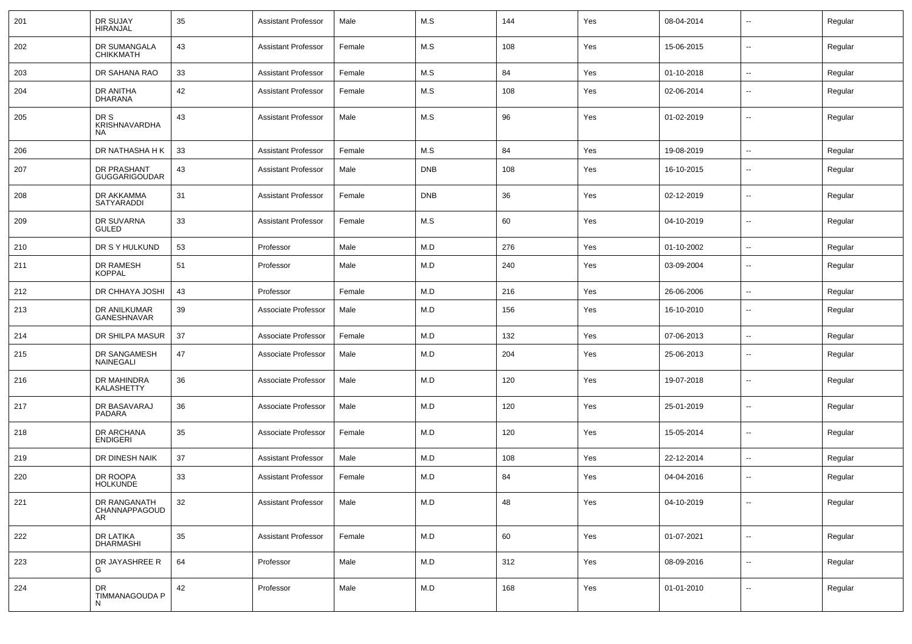| 201 | DR SUJAY HIRANJAL | 35 | Assistant Professor | Male | M.S | 144 | Yes | 08-04-2014 | -- | Regular |
|---|---|---|---|---|---|---|---|---|---|---|
| 202 | DR SUMANGALA CHIKKMATH | 43 | Assistant Professor | Female | M.S | 108 | Yes | 15-06-2015 | -- | Regular |
| 203 | DR SAHANA RAO | 33 | Assistant Professor | Female | M.S | 84 | Yes | 01-10-2018 | -- | Regular |
| 204 | DR ANITHA DHARANA | 42 | Assistant Professor | Female | M.S | 108 | Yes | 02-06-2014 | -- | Regular |
| 205 | DR S KRISHNAVARDHANA | 43 | Assistant Professor | Male | M.S | 96 | Yes | 01-02-2019 | -- | Regular |
| 206 | DR NATHASHA H K | 33 | Assistant Professor | Female | M.S | 84 | Yes | 19-08-2019 | -- | Regular |
| 207 | DR PRASHANT GUGGARIGOUDAR | 43 | Assistant Professor | Male | DNB | 108 | Yes | 16-10-2015 | -- | Regular |
| 208 | DR AKKAMMA SATYARADDI | 31 | Assistant Professor | Female | DNB | 36 | Yes | 02-12-2019 | -- | Regular |
| 209 | DR SUVARNA GULED | 33 | Assistant Professor | Female | M.S | 60 | Yes | 04-10-2019 | -- | Regular |
| 210 | DR S Y HULKUND | 53 | Professor | Male | M.D | 276 | Yes | 01-10-2002 | -- | Regular |
| 211 | DR RAMESH KOPPAL | 51 | Professor | Male | M.D | 240 | Yes | 03-09-2004 | -- | Regular |
| 212 | DR CHHAYA JOSHI | 43 | Professor | Female | M.D | 216 | Yes | 26-06-2006 | -- | Regular |
| 213 | DR ANILKUMAR GANESHNAVAR | 39 | Associate Professor | Male | M.D | 156 | Yes | 16-10-2010 | -- | Regular |
| 214 | DR SHILPA MASUR | 37 | Associate Professor | Female | M.D | 132 | Yes | 07-06-2013 | -- | Regular |
| 215 | DR SANGAMESH NAINEGALI | 47 | Associate Professor | Male | M.D | 204 | Yes | 25-06-2013 | -- | Regular |
| 216 | DR MAHINDRA KALASHETTY | 36 | Associate Professor | Male | M.D | 120 | Yes | 19-07-2018 | -- | Regular |
| 217 | DR BASAVARAJ PADARA | 36 | Associate Professor | Male | M.D | 120 | Yes | 25-01-2019 | -- | Regular |
| 218 | DR ARCHANA ENDIGERI | 35 | Associate Professor | Female | M.D | 120 | Yes | 15-05-2014 | -- | Regular |
| 219 | DR DINESH NAIK | 37 | Assistant Professor | Male | M.D | 108 | Yes | 22-12-2014 | -- | Regular |
| 220 | DR ROOPA HOLKUNDE | 33 | Assistant Professor | Female | M.D | 84 | Yes | 04-04-2016 | -- | Regular |
| 221 | DR RANGANATH CHANNAPPAGOUDAR | 32 | Assistant Professor | Male | M.D | 48 | Yes | 04-10-2019 | -- | Regular |
| 222 | DR LATIKA DHARMASHI | 35 | Assistant Professor | Female | M.D | 60 | Yes | 01-07-2021 | -- | Regular |
| 223 | DR JAYASHREE R G | 64 | Professor | Male | M.D | 312 | Yes | 08-09-2016 | -- | Regular |
| 224 | DR TIMMANAGOUDA P N | 42 | Professor | Male | M.D | 168 | Yes | 01-01-2010 | -- | Regular |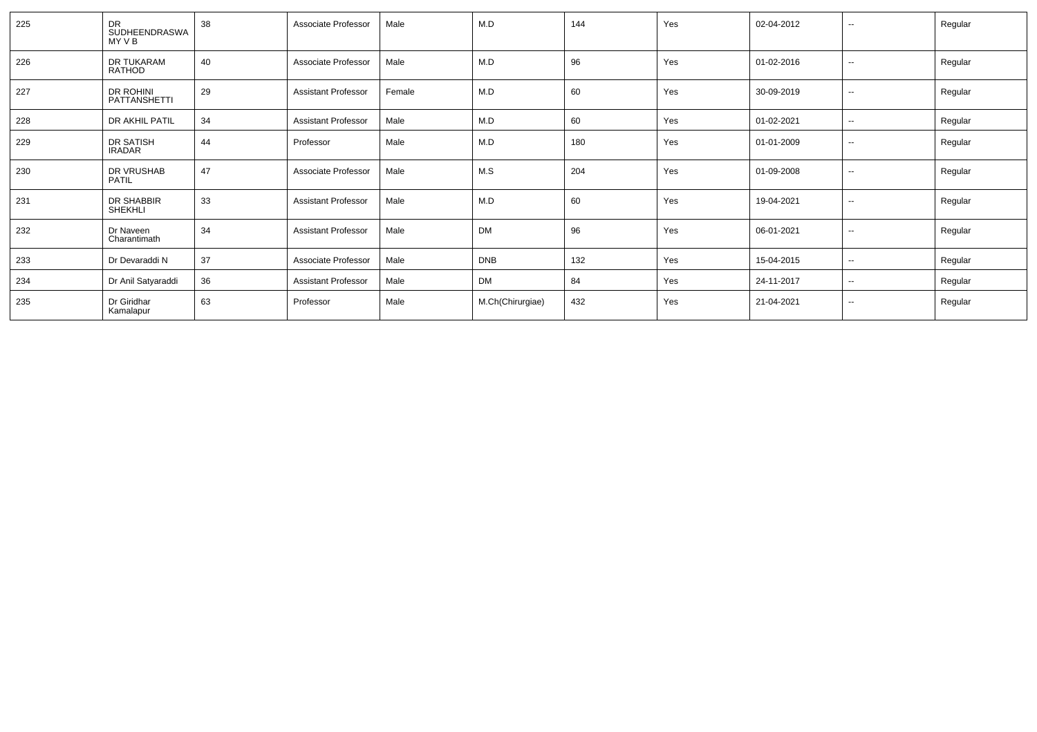| | | | | | | | | | | |
|---|---|---|---|---|---|---|---|---|---|---|
| 225 | DR SUDHEENDRASWAMY V B | 38 | Associate Professor | Male | M.D | 144 | Yes | 02-04-2012 | -- | Regular |
| 226 | DR TUKARAM RATHOD | 40 | Associate Professor | Male | M.D | 96 | Yes | 01-02-2016 | -- | Regular |
| 227 | DR ROHINI PATTANSHETTI | 29 | Assistant Professor | Female | M.D | 60 | Yes | 30-09-2019 | -- | Regular |
| 228 | DR AKHIL PATIL | 34 | Assistant Professor | Male | M.D | 60 | Yes | 01-02-2021 | -- | Regular |
| 229 | DR SATISH IRADAR | 44 | Professor | Male | M.D | 180 | Yes | 01-01-2009 | -- | Regular |
| 230 | DR VRUSHAB PATIL | 47 | Associate Professor | Male | M.S | 204 | Yes | 01-09-2008 | -- | Regular |
| 231 | DR SHABBIR SHEKHLI | 33 | Assistant Professor | Male | M.D | 60 | Yes | 19-04-2021 | -- | Regular |
| 232 | Dr Naveen Charantimath | 34 | Assistant Professor | Male | DM | 96 | Yes | 06-01-2021 | -- | Regular |
| 233 | Dr Devaraddi N | 37 | Associate Professor | Male | DNB | 132 | Yes | 15-04-2015 | -- | Regular |
| 234 | Dr Anil Satyaraddi | 36 | Assistant Professor | Male | DM | 84 | Yes | 24-11-2017 | -- | Regular |
| 235 | Dr Giridhar Kamalapur | 63 | Professor | Male | M.Ch(Chirurgiae) | 432 | Yes | 21-04-2021 | -- | Regular |